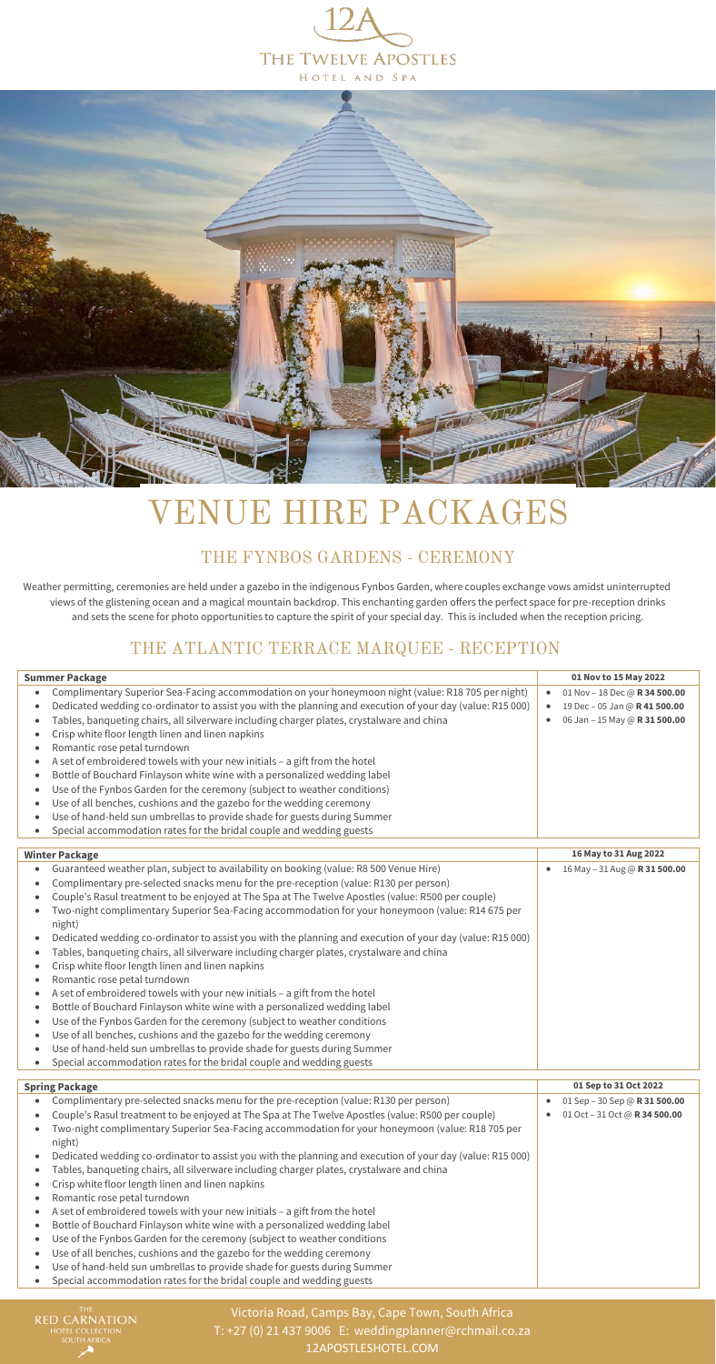# 12A THE TWELVE APOSTLES HOTEL AND SPA

# VENUE HIRE PACKAGES

## THE FYNBOS GARDENS - CEREMONY

Weather permitting, ceremonies are held under a gazebo in the indigenous Fynbos Garden, where couples exchange vows amidst uninterrupted views of the glistening ocean and a magical mountain backdrop. This enchanting garden offers the perfect space for pre-reception drinks and sets the scene for photo opportunities to capture the spirit of your special day. This is included when the reception pricing.

## THE ATLANTIC TERRACE MARQUEE - RECEPTION

| Summer Package | 01 Nov to 15 May 2022 |
|---|---|
| • Complimentary Superior Sea-Facing accommodation on your honeymoon night (value: R18 705 per night)<br>• Dedicated wedding co-ordinator to assist you with the planning and execution of your day (value: R15 000)<br>• Tables, banqueting chairs, all silverware including charger plates, crystalware and china<br>• Crisp white floor length linen and linen napkins<br>• Romantic rose petal turndown<br>• A set of embroidered towels with your new initials – a gift from the hotel<br>• Bottle of Bouchard Finlayson white wine with a personalized wedding label<br>• Use of the Fynbos Garden for the ceremony (subject to weather conditions)<br>• Use of all benches, cushions and the gazebo for the wedding ceremony<br>• Use of hand-held sun umbrellas to provide shade for guests during Summer<br>• Special accommodation rates for the bridal couple and wedding guests | • 01 Nov – 18 Dec @ **R 34 500.00**<br>• 19 Dec – 05 Jan @ **R 41 500.00**<br>• 06 Jan – 15 May @ **R 31 500.00** |

| Winter Package | 16 May to 31 Aug 2022 |
|---|---|
| • Guaranteed weather plan, subject to availability on booking (value: R8 500 Venue Hire)<br>• Complimentary pre-selected snacks menu for the pre-reception (value: R130 per person)<br>• Couple's Rasul treatment to be enjoyed at The Spa at The Twelve Apostles (value: R500 per couple)<br>• Two-night complimentary Superior Sea-Facing accommodation for your honeymoon (value: R14 675 per night)<br>• Dedicated wedding co-ordinator to assist you with the planning and execution of your day (value: R15 000)<br>• Tables, banqueting chairs, all silverware including charger plates, crystalware and china<br>• Crisp white floor length linen and linen napkins<br>• Romantic rose petal turndown<br>• A set of embroidered towels with your new initials – a gift from the hotel<br>• Bottle of Bouchard Finlayson white wine with a personalized wedding label<br>• Use of the Fynbos Garden for the ceremony (subject to weather conditions<br>• Use of all benches, cushions and the gazebo for the wedding ceremony<br>• Use of hand-held sun umbrellas to provide shade for guests during Summer<br>• Special accommodation rates for the bridal couple and wedding guests | • 16 May – 31 Aug @ **R 31 500.00** |

| Spring Package | 01 Sep to 31 Oct 2022 |
|---|---|
| • Complimentary pre-selected snacks menu for the pre-reception (value: R130 per person)<br>• Couple's Rasul treatment to be enjoyed at The Spa at The Twelve Apostles (value: R500 per couple)<br>• Two-night complimentary Superior Sea-Facing accommodation for your honeymoon (value: R18 705 per night)<br>• Dedicated wedding co-ordinator to assist you with the planning and execution of your day (value: R15 000)<br>• Tables, banqueting chairs, all silverware including charger plates, crystalware and china<br>• Crisp white floor length linen and linen napkins<br>• Romantic rose petal turndown<br>• A set of embroidered towels with your new initials – a gift from the hotel<br>• Bottle of Bouchard Finlayson white wine with a personalized wedding label<br>• Use of the Fynbos Garden for the ceremony (subject to weather conditions<br>• Use of all benches, cushions and the gazebo for the wedding ceremony<br>• Use of hand-held sun umbrellas to provide shade for guests during Summer<br>• Special accommodation rates for the bridal couple and wedding guests | • 01 Sep – 30 Sep @ **R 31 500.00**<br>• 01 Oct – 31 Oct @ **R 34 500.00** |

THE RED CARNATION HOTEL COLLECTION SOUTH AFRICA

Victoria Road, Camps Bay, Cape Town, South Africa
T: +27 (0) 21 437 9006 E: weddingplanner@rchmail.co.za
12APOSTLESHOTEL.COM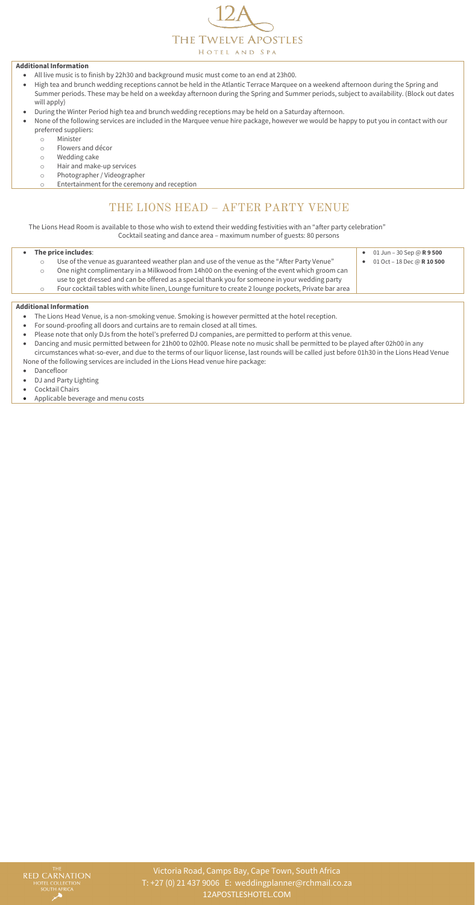**Additional Information**

- All live music is to finish by 22h30 and background music must come to an end at 23h00.
- High tea and brunch wedding receptions cannot be held in the Atlantic Terrace Marquee on a weekend afternoon during the Spring and Summer periods. These may be held on a weekday afternoon during the Spring and Summer periods, subject to availability. (Block out dates will apply)
- During the Winter Period high tea and brunch wedding receptions may be held on a Saturday afternoon.
- None of the following services are included in the Marquee venue hire package, however we would be happy to put you in contact with our preferred suppliers:
  - Minister
  - Flowers and décor
  - Wedding cake
  - Hair and make-up services
  - Photographer / Videographer
  - Entertainment for the ceremony and reception

## THE LIONS HEAD – AFTER PARTY VENUE

The Lions Head Room is available to those who wish to extend their wedding festivities with an "after party celebration"
Cocktail seating and dance area – maximum number of guests: 80 persons

| | |
|---|---|
| • **The price includes**:<br>  ○ Use of the venue as guaranteed weather plan and use of the venue as the "After Party Venue"<br>  ○ One night complimentary in a Milkwood from 14h00 on the evening of the event which groom can use to get dressed and can be offered as a special thank you for someone in your wedding party<br>  ○ Four cocktail tables with white linen, Lounge furniture to create 2 lounge pockets, Private bar area | • 01 Jun – 30 Sep @ **R 9 500**<br>• 01 Oct – 18 Dec @ **R 10 500** |

**Additional Information**

- The Lions Head Venue, is a non-smoking venue. Smoking is however permitted at the hotel reception.
- For sound-proofing all doors and curtains are to remain closed at all times.
- Please note that only DJs from the hotel's preferred DJ companies, are permitted to perform at this venue.
- Dancing and music permitted between for 21h00 to 02h00. Please note no music shall be permitted to be played after 02h00 in any circumstances what-so-ever, and due to the terms of our liquor license, last rounds will be called just before 01h30 in the Lions Head Venue

None of the following services are included in the Lions Head venue hire package:

- Dancefloor
- DJ and Party Lighting
- Cocktail Chairs
- Applicable beverage and menu costs

Victoria Road, Camps Bay, Cape Town, South Africa
T: +27 (0) 21 437 9006 E: weddingplanner@rchmail.co.za
12APOSTLESHOTEL.COM